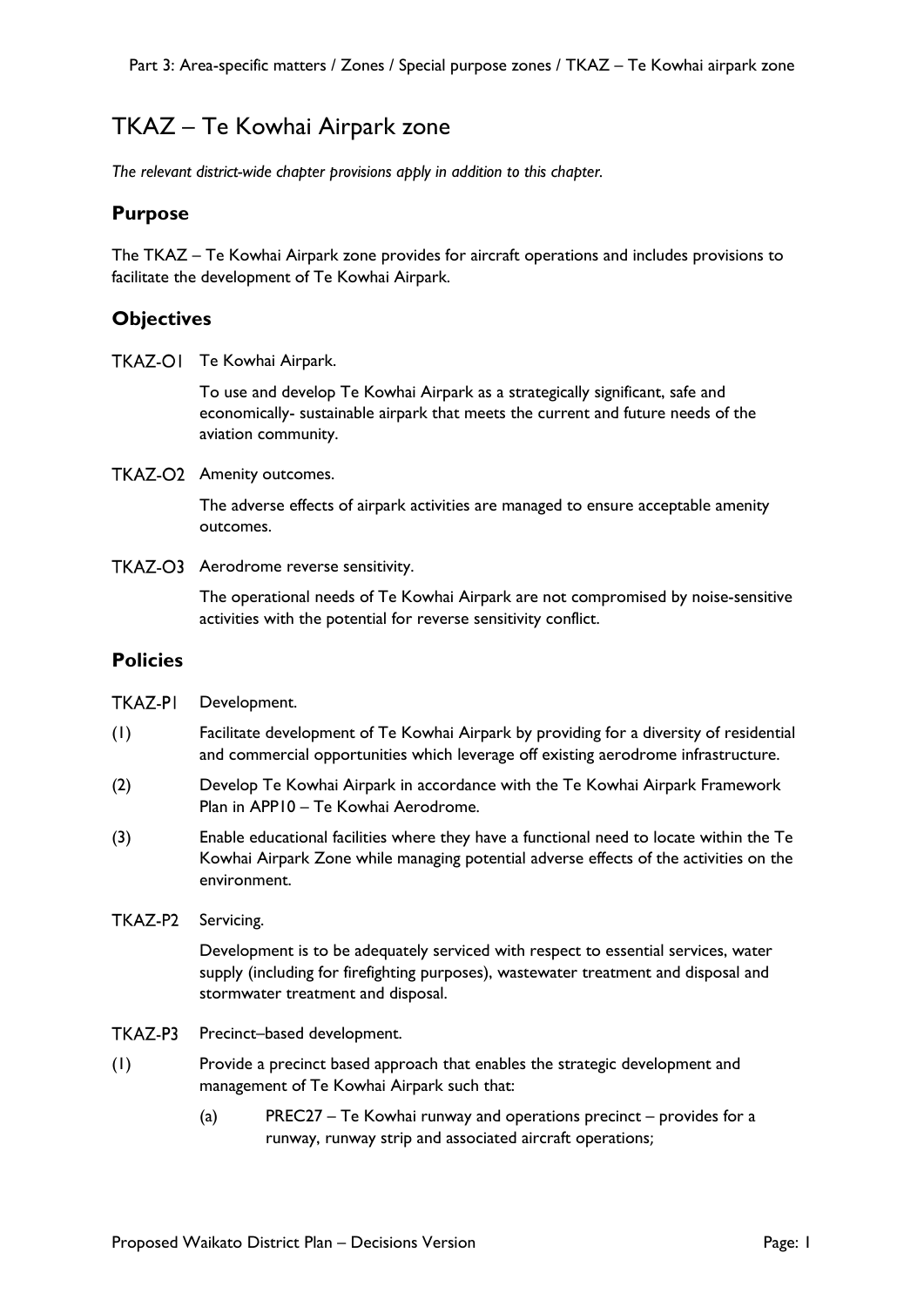# TKAZ – Te Kowhai Airpark zone

*The relevant district-wide chapter provisions apply in addition to this chapter.*

## Purpose

The TKAZ – Te Kowhai Airpark zone provides for aircraft operations and includes provisions to facilitate the development of Te Kowhai Airpark.

## Objectives

TKAZ-O1 Te Kowhai Airpark.

To use and develop Te Kowhai Airpark as a strategically significant, safe and economically- sustainable airpark that meets the current and future needs of the aviation community.

TKAZ-O2 Amenity outcomes.

The adverse effects of airpark activities are managed to ensure acceptable amenity outcomes.

TKAZ-O3 Aerodrome reverse sensitivity.

The operational needs of Te Kowhai Airpark are not compromised by noise-sensitive activities with the potential for reverse sensitivity conflict.

## Policies

TKAZ-P1 Development.

(1) Facilitate development of Te Kowhai Airpark by providing for a diversity of residential and commercial opportunities which leverage off existing aerodrome infrastructure.

(2) Develop Te Kowhai Airpark in accordance with the Te Kowhai Airpark Framework Plan in APP10 – Te Kowhai Aerodrome.

(3) Enable educational facilities where they have a functional need to locate within the Te Kowhai Airpark Zone while managing potential adverse effects of the activities on the environment.

TKAZ-P2 Servicing.

Development is to be adequately serviced with respect to essential services, water supply (including for firefighting purposes), wastewater treatment and disposal and stormwater treatment and disposal.

TKAZ-P3 Precinct–based development.

(1) Provide a precinct based approach that enables the strategic development and management of Te Kowhai Airpark such that:

(a) PREC27 – Te Kowhai runway and operations precinct – provides for a runway, runway strip and associated aircraft operations;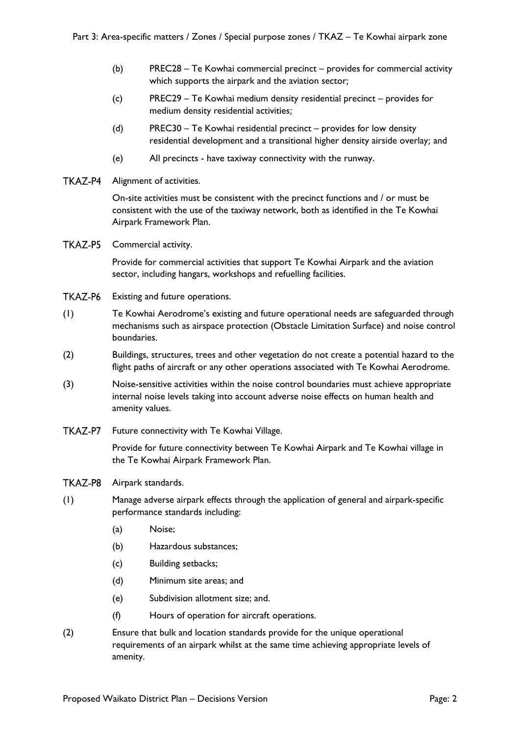(b) PREC28 – Te Kowhai commercial precinct – provides for commercial activity which supports the airpark and the aviation sector;

(c) PREC29 – Te Kowhai medium density residential precinct – provides for medium density residential activities;

(d) PREC30 – Te Kowhai residential precinct – provides for low density residential development and a transitional higher density airside overlay; and

(e) All precincts - have taxiway connectivity with the runway.

**TKAZ-P4** Alignment of activities.

On-site activities must be consistent with the precinct functions and / or must be consistent with the use of the taxiway network, both as identified in the Te Kowhai Airpark Framework Plan.

**TKAZ-P5** Commercial activity.

Provide for commercial activities that support Te Kowhai Airpark and the aviation sector, including hangars, workshops and refuelling facilities.

**TKAZ-P6** Existing and future operations.

(1) Te Kowhai Aerodrome's existing and future operational needs are safeguarded through mechanisms such as airspace protection (Obstacle Limitation Surface) and noise control boundaries.

(2) Buildings, structures, trees and other vegetation do not create a potential hazard to the flight paths of aircraft or any other operations associated with Te Kowhai Aerodrome.

(3) Noise-sensitive activities within the noise control boundaries must achieve appropriate internal noise levels taking into account adverse noise effects on human health and amenity values.

**TKAZ-P7** Future connectivity with Te Kowhai Village.

Provide for future connectivity between Te Kowhai Airpark and Te Kowhai village in the Te Kowhai Airpark Framework Plan.

**TKAZ-P8** Airpark standards.

(1) Manage adverse airpark effects through the application of general and airpark-specific performance standards including:

(a) Noise;

(b) Hazardous substances;

(c) Building setbacks;

(d) Minimum site areas; and

(e) Subdivision allotment size; and.

(f) Hours of operation for aircraft operations.

(2) Ensure that bulk and location standards provide for the unique operational requirements of an airpark whilst at the same time achieving appropriate levels of amenity.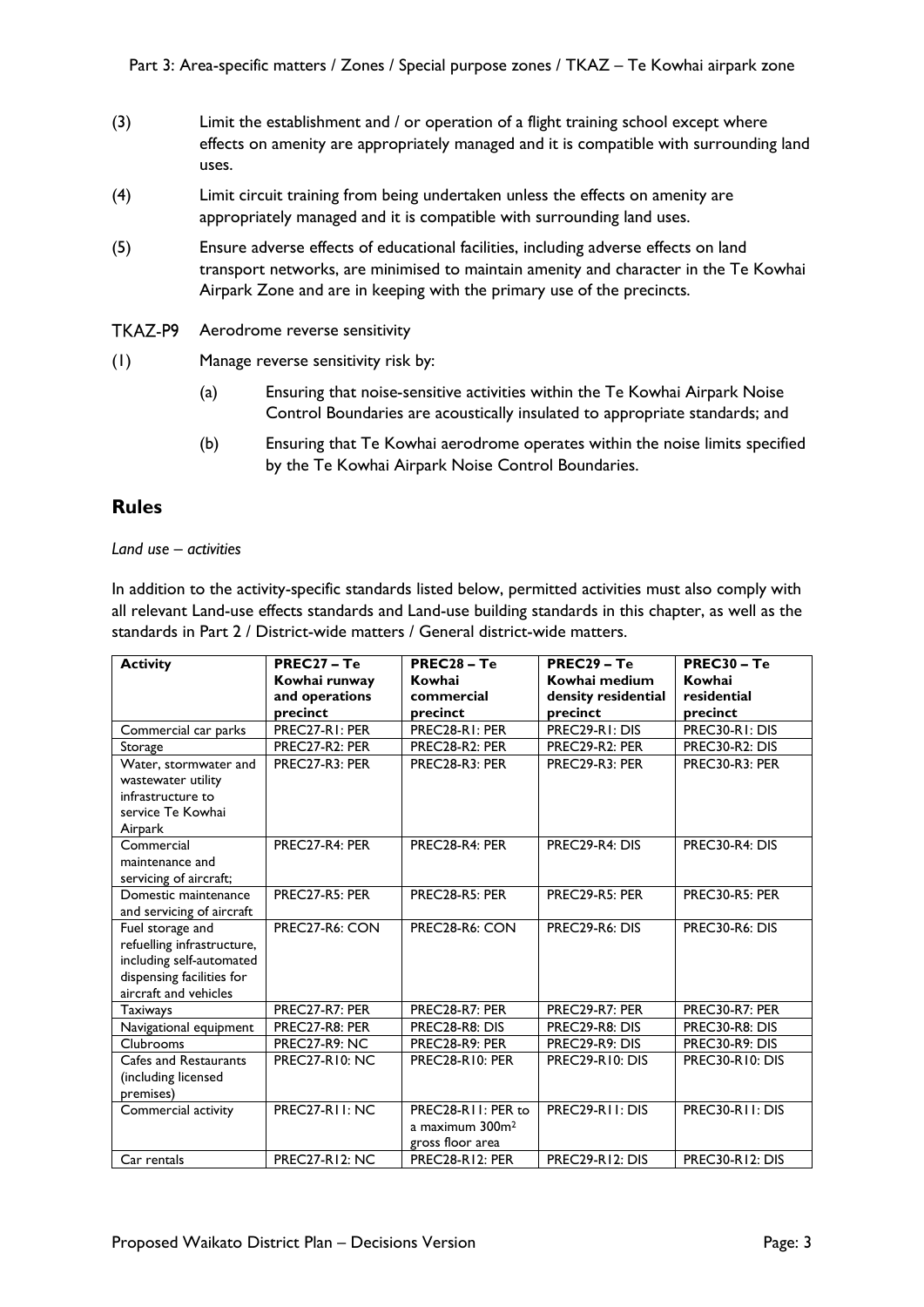(3) Limit the establishment and / or operation of a flight training school except where effects on amenity are appropriately managed and it is compatible with surrounding land uses.

(4) Limit circuit training from being undertaken unless the effects on amenity are appropriately managed and it is compatible with surrounding land uses.

(5) Ensure adverse effects of educational facilities, including adverse effects on land transport networks, are minimised to maintain amenity and character in the Te Kowhai Airpark Zone and are in keeping with the primary use of the precincts.

TKAZ-P9 Aerodrome reverse sensitivity

(1) Manage reverse sensitivity risk by:

   (a) Ensuring that noise-sensitive activities within the Te Kowhai Airpark Noise Control Boundaries are acoustically insulated to appropriate standards; and

   (b) Ensuring that Te Kowhai aerodrome operates within the noise limits specified by the Te Kowhai Airpark Noise Control Boundaries.

## Rules

*Land use – activities*

In addition to the activity-specific standards listed below, permitted activities must also comply with all relevant Land-use effects standards and Land-use building standards in this chapter, as well as the standards in Part 2 / District-wide matters / General district-wide matters.

| **Activity** | **PREC27 – Te Kowhai runway and operations precinct** | **PREC28 – Te Kowhai commercial precinct** | **PREC29 – Te Kowhai medium density residential precinct** | **PREC30 – Te Kowhai residential precinct** |
|---|---|---|---|---|
| Commercial car parks | PREC27-R1: PER | PREC28-R1: PER | PREC29-R1: DIS | PREC30-R1: DIS |
| Storage | PREC27-R2: PER | PREC28-R2: PER | PREC29-R2: PER | PREC30-R2: DIS |
| Water, stormwater and wastewater utility infrastructure to service Te Kowhai Airpark | PREC27-R3: PER | PREC28-R3: PER | PREC29-R3: PER | PREC30-R3: PER |
| Commercial maintenance and servicing of aircraft; | PREC27-R4: PER | PREC28-R4: PER | PREC29-R4: DIS | PREC30-R4: DIS |
| Domestic maintenance and servicing of aircraft | PREC27-R5: PER | PREC28-R5: PER | PREC29-R5: PER | PREC30-R5: PER |
| Fuel storage and refuelling infrastructure, including self-automated dispensing facilities for aircraft and vehicles | PREC27-R6: CON | PREC28-R6: CON | PREC29-R6: DIS | PREC30-R6: DIS |
| Taxiways | PREC27-R7: PER | PREC28-R7: PER | PREC29-R7: PER | PREC30-R7: PER |
| Navigational equipment | PREC27-R8: PER | PREC28-R8: DIS | PREC29-R8: DIS | PREC30-R8: DIS |
| Clubrooms | PREC27-R9: NC | PREC28-R9: PER | PREC29-R9: DIS | PREC30-R9: DIS |
| Cafes and Restaurants (including licensed premises) | PREC27-R10: NC | PREC28-R10: PER | PREC29-R10: DIS | PREC30-R10: DIS |
| Commercial activity | PREC27-R11: NC | PREC28-R11: PER to a maximum 300m² gross floor area | PREC29-R11: DIS | PREC30-R11: DIS |
| Car rentals | PREC27-R12: NC | PREC28-R12: PER | PREC29-R12: DIS | PREC30-R12: DIS |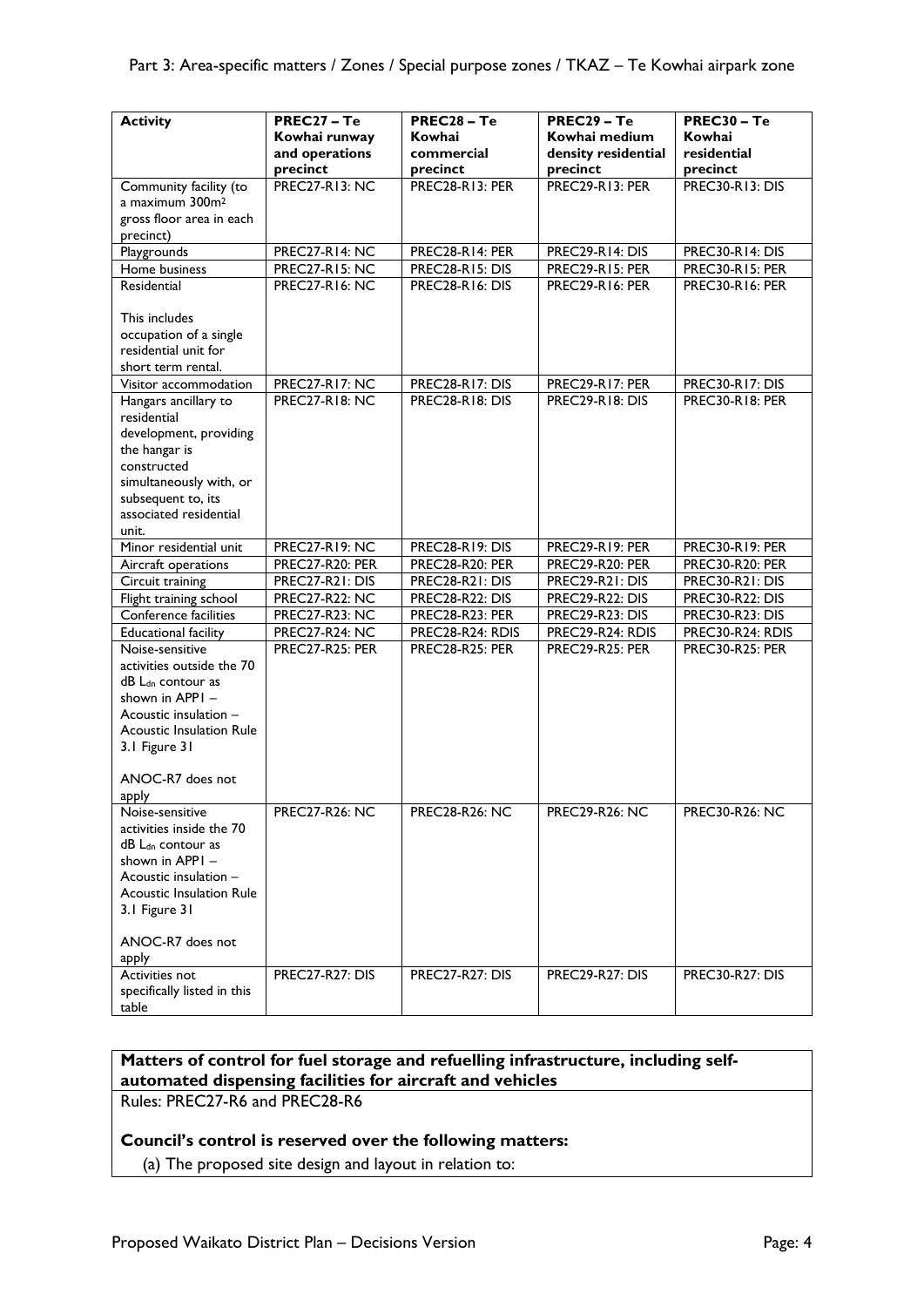| Activity | PREC27 – Te Kowhai runway and operations precinct | PREC28 – Te Kowhai commercial precinct | PREC29 – Te Kowhai medium density residential precinct | PREC30 – Te Kowhai residential precinct |
|---|---|---|---|---|
| Community facility (to a maximum 300m² gross floor area in each precinct) | PREC27-R13: NC | PREC28-R13: PER | PREC29-R13: PER | PREC30-R13: DIS |
| Playgrounds | PREC27-R14: NC | PREC28-R14: PER | PREC29-R14: DIS | PREC30-R14: DIS |
| Home business | PREC27-R15: NC | PREC28-R15: DIS | PREC29-R15: PER | PREC30-R15: PER |
| Residential<br><br>This includes occupation of a single residential unit for short term rental. | PREC27-R16: NC | PREC28-R16: DIS | PREC29-R16: PER | PREC30-R16: PER |
| Visitor accommodation | PREC27-R17: NC | PREC28-R17: DIS | PREC29-R17: PER | PREC30-R17: DIS |
| Hangars ancillary to residential development, providing the hangar is constructed simultaneously with, or subsequent to, its associated residential unit. | PREC27-R18: NC | PREC28-R18: DIS | PREC29-R18: DIS | PREC30-R18: PER |
| Minor residential unit | PREC27-R19: NC | PREC28-R19: DIS | PREC29-R19: PER | PREC30-R19: PER |
| Aircraft operations | PREC27-R20: PER | PREC28-R20: PER | PREC29-R20: PER | PREC30-R20: PER |
| Circuit training | PREC27-R21: DIS | PREC28-R21: DIS | PREC29-R21: DIS | PREC30-R21: DIS |
| Flight training school | PREC27-R22: NC | PREC28-R22: DIS | PREC29-R22: DIS | PREC30-R22: DIS |
| Conference facilities | PREC27-R23: NC | PREC28-R23: PER | PREC29-R23: DIS | PREC30-R23: DIS |
| Educational facility | PREC27-R24: NC | PREC28-R24: RDIS | PREC29-R24: RDIS | PREC30-R24: RDIS |
| Noise-sensitive activities outside the 70 dB $L_{dn}$ contour as shown in APP1 – Acoustic insulation – Acoustic Insulation Rule 3.1 Figure 31<br><br>ANOC-R7 does not apply | PREC27-R25: PER | PREC28-R25: PER | PREC29-R25: PER | PREC30-R25: PER |
| Noise-sensitive activities inside the 70 dB $L_{dn}$ contour as shown in APP1 – Acoustic insulation – Acoustic Insulation Rule 3.1 Figure 31<br><br>ANOC-R7 does not apply | PREC27-R26: NC | PREC28-R26: NC | PREC29-R26: NC | PREC30-R26: NC |
| Activities not specifically listed in this table | PREC27-R27: DIS | PREC27-R27: DIS | PREC29-R27: DIS | PREC30-R27: DIS |

**Matters of control for fuel storage and refuelling infrastructure, including self-automated dispensing facilities for aircraft and vehicles**

Rules: PREC27-R6 and PREC28-R6

**Council's control is reserved over the following matters:**

(a) The proposed site design and layout in relation to: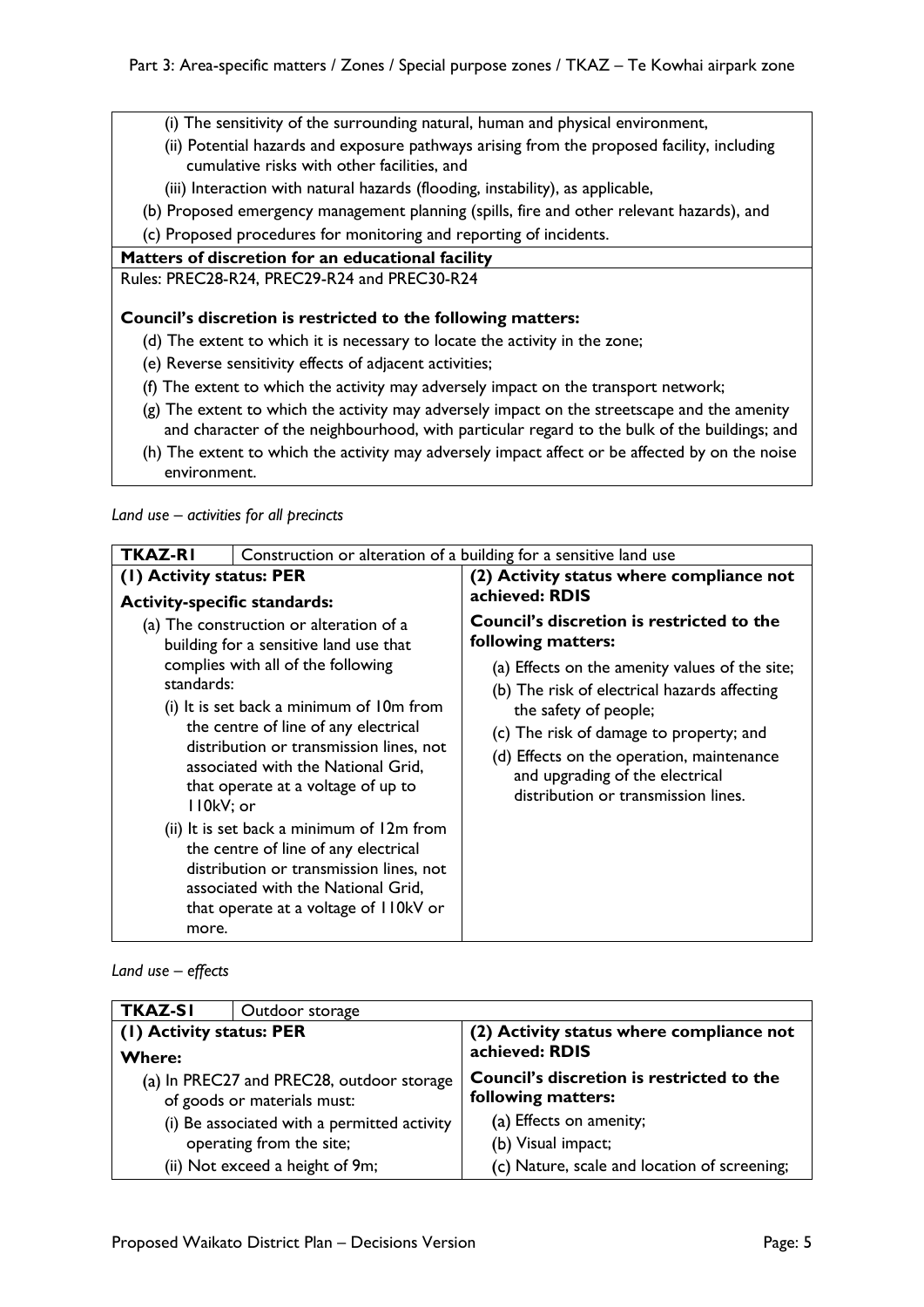| |
|---|
| (i) The sensitivity of the surrounding natural, human and physical environment,<br>(ii) Potential hazards and exposure pathways arising from the proposed facility, including cumulative risks with other facilities, and<br>(iii) Interaction with natural hazards (flooding, instability), as applicable,<br>(b) Proposed emergency management planning (spills, fire and other relevant hazards), and<br>(c) Proposed procedures for monitoring and reporting of incidents. |
| **Matters of discretion for an educational facility** |
| Rules: PREC28-R24, PREC29-R24 and PREC30-R24<br><br>**Council's discretion is restricted to the following matters:**<br>(d) The extent to which it is necessary to locate the activity in the zone;<br>(e) Reverse sensitivity effects of adjacent activities;<br>(f) The extent to which the activity may adversely impact on the transport network;<br>(g) The extent to which the activity may adversely impact on the streetscape and the amenity and character of the neighbourhood, with particular regard to the bulk of the buildings; and<br>(h) The extent to which the activity may adversely impact affect or be affected by on the noise environment. |

*Land use – activities for all precincts*

| **TKAZ-R1** | Construction or alteration of a building for a sensitive land use |
|---|---|
| **(1) Activity status: PER**<br>**Activity-specific standards:**<br>(a) The construction or alteration of a building for a sensitive land use that complies with all of the following standards:<br>(i) It is set back a minimum of 10m from the centre of line of any electrical distribution or transmission lines, not associated with the National Grid, that operate at a voltage of up to 110kV; or<br>(ii) It is set back a minimum of 12m from the centre of line of any electrical distribution or transmission lines, not associated with the National Grid, that operate at a voltage of 110kV or more. | **(2) Activity status where compliance not achieved: RDIS**<br>**Council's discretion is restricted to the following matters:**<br>(a) Effects on the amenity values of the site;<br>(b) The risk of electrical hazards affecting the safety of people;<br>(c) The risk of damage to property; and<br>(d) Effects on the operation, maintenance and upgrading of the electrical distribution or transmission lines. |

*Land use – effects*

| **TKAZ-S1** | Outdoor storage |
|---|---|
| **(1) Activity status: PER**<br>**Where:**<br>(a) In PREC27 and PREC28, outdoor storage of goods or materials must:<br>(i) Be associated with a permitted activity operating from the site;<br>(ii) Not exceed a height of 9m; | **(2) Activity status where compliance not achieved: RDIS**<br>**Council's discretion is restricted to the following matters:**<br>(a) Effects on amenity;<br>(b) Visual impact;<br>(c) Nature, scale and location of screening; |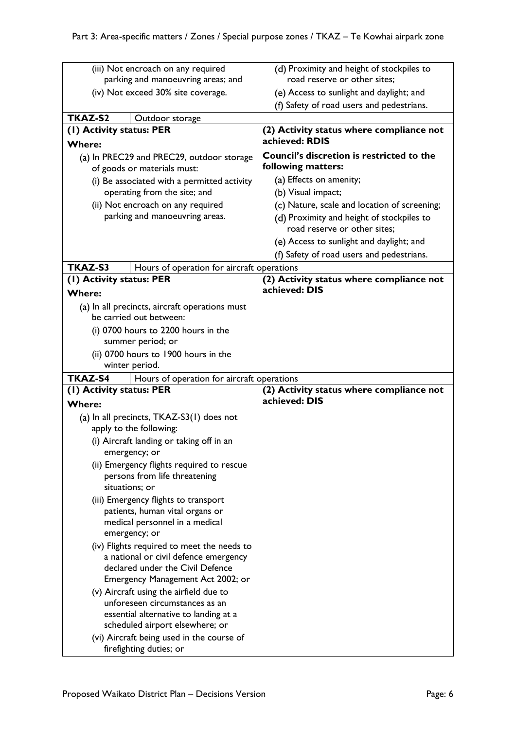| | |
|---|---|
| (iii) Not encroach on any required parking and manoeuvring areas; and<br>(iv) Not exceed 30% site coverage. | (d) Proximity and height of stockpiles to road reserve or other sites;<br>(e) Access to sunlight and daylight; and<br>(f) Safety of road users and pedestrians. |
| **TKAZ-S2** Outdoor storage | |
| **(1) Activity status: PER**<br>**Where:**<br>(a) In PREC29 and PREC29, outdoor storage of goods or materials must:<br>(i) Be associated with a permitted activity operating from the site; and<br>(ii) Not encroach on any required parking and manoeuvring areas. | **(2) Activity status where compliance not achieved: RDIS**<br>**Council's discretion is restricted to the following matters:**<br>(a) Effects on amenity;<br>(b) Visual impact;<br>(c) Nature, scale and location of screening;<br>(d) Proximity and height of stockpiles to road reserve or other sites;<br>(e) Access to sunlight and daylight; and<br>(f) Safety of road users and pedestrians. |
| **TKAZ-S3** Hours of operation for aircraft operations | |
| **(1) Activity status: PER**<br>**Where:**<br>(a) In all precincts, aircraft operations must be carried out between:<br>(i) 0700 hours to 2200 hours in the summer period; or<br>(ii) 0700 hours to 1900 hours in the winter period. | **(2) Activity status where compliance not achieved: DIS** |
| **TKAZ-S4** Hours of operation for aircraft operations | |
| **(1) Activity status: PER**<br>**Where:**<br>(a) In all precincts, TKAZ-S3(1) does not apply to the following:<br>(i) Aircraft landing or taking off in an emergency; or<br>(ii) Emergency flights required to rescue persons from life threatening situations; or<br>(iii) Emergency flights to transport patients, human vital organs or medical personnel in a medical emergency; or<br>(iv) Flights required to meet the needs to a national or civil defence emergency declared under the Civil Defence Emergency Management Act 2002; or<br>(v) Aircraft using the airfield due to unforeseen circumstances as an essential alternative to landing at a scheduled airport elsewhere; or<br>(vi) Aircraft being used in the course of firefighting duties; or | **(2) Activity status where compliance not achieved: DIS** |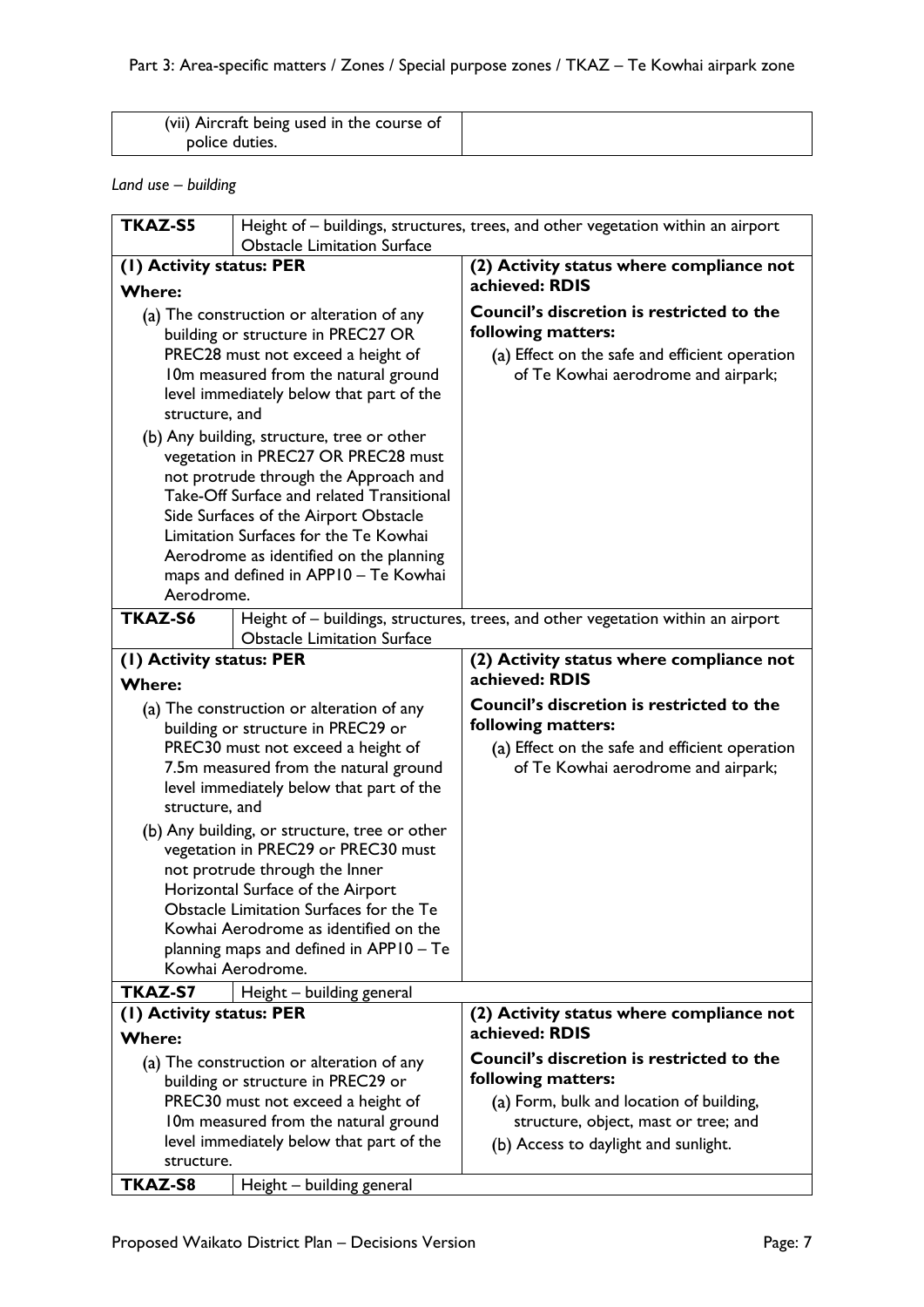| (vii) Aircraft being used in the course of police duties. | |
|---|---|

*Land use – building*

| **TKAZ-S5** | Height of – buildings, structures, trees, and other vegetation within an airport Obstacle Limitation Surface |
|---|---|
| **(1) Activity status: PER**<br>**Where:**<br>(a) The construction or alteration of any building or structure in PREC27 OR PREC28 must not exceed a height of 10m measured from the natural ground level immediately below that part of the structure, and<br>(b) Any building, structure, tree or other vegetation in PREC27 OR PREC28 must not protrude through the Approach and Take-Off Surface and related Transitional Side Surfaces of the Airport Obstacle Limitation Surfaces for the Te Kowhai Aerodrome as identified on the planning maps and defined in APP10 – Te Kowhai Aerodrome. | **(2) Activity status where compliance not achieved: RDIS**<br>**Council's discretion is restricted to the following matters:**<br>(a) Effect on the safe and efficient operation of Te Kowhai aerodrome and airpark; |
| **TKAZ-S6** | Height of – buildings, structures, trees, and other vegetation within an airport Obstacle Limitation Surface |
| **(1) Activity status: PER**<br>**Where:**<br>(a) The construction or alteration of any building or structure in PREC29 or PREC30 must not exceed a height of 7.5m measured from the natural ground level immediately below that part of the structure, and<br>(b) Any building, or structure, tree or other vegetation in PREC29 or PREC30 must not protrude through the Inner Horizontal Surface of the Airport Obstacle Limitation Surfaces for the Te Kowhai Aerodrome as identified on the planning maps and defined in APP10 – Te Kowhai Aerodrome. | **(2) Activity status where compliance not achieved: RDIS**<br>**Council's discretion is restricted to the following matters:**<br>(a) Effect on the safe and efficient operation of Te Kowhai aerodrome and airpark; |
| **TKAZ-S7** | Height – building general |
| **(1) Activity status: PER**<br>**Where:**<br>(a) The construction or alteration of any building or structure in PREC29 or PREC30 must not exceed a height of 10m measured from the natural ground level immediately below that part of the structure. | **(2) Activity status where compliance not achieved: RDIS**<br>**Council's discretion is restricted to the following matters:**<br>(a) Form, bulk and location of building, structure, object, mast or tree; and<br>(b) Access to daylight and sunlight. |
| **TKAZ-S8** | Height – building general |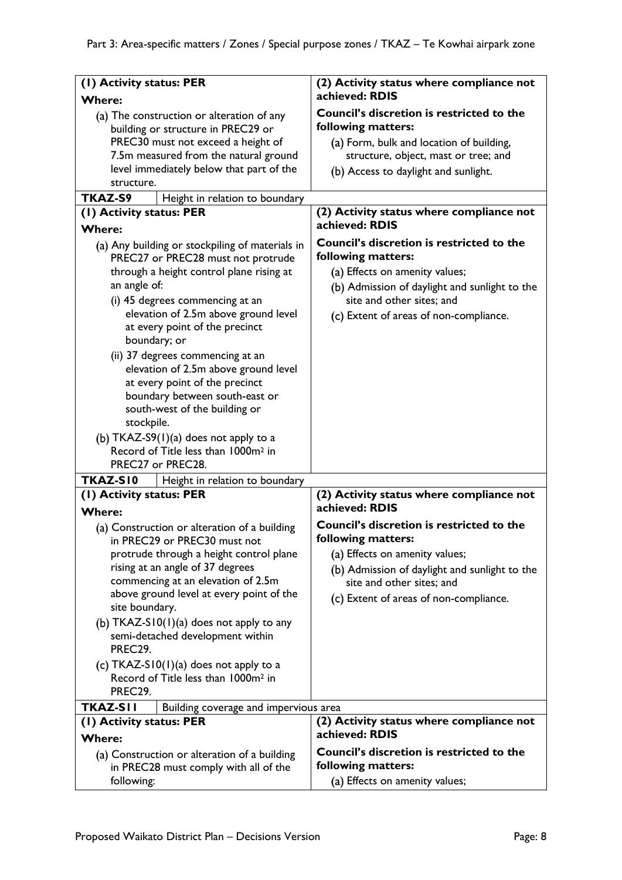| (1) Activity status: PER | (2) Activity status where compliance not achieved: RDIS |
|---|---|
| **Where:**<br>(a) The construction or alteration of any building or structure in PREC29 or PREC30 must not exceed a height of 7.5m measured from the natural ground level immediately below that part of the structure. | **Council's discretion is restricted to the following matters:**<br>(a) Form, bulk and location of building, structure, object, mast or tree; and<br>(b) Access to daylight and sunlight. |
| **TKAZ-S9** Height in relation to boundary | |
| **(1) Activity status: PER**<br>**Where:**<br>(a) Any building or stockpiling of materials in PREC27 or PREC28 must not protrude through a height control plane rising at an angle of:<br>(i) 45 degrees commencing at an elevation of 2.5m above ground level at every point of the precinct boundary; or<br>(ii) 37 degrees commencing at an elevation of 2.5m above ground level at every point of the precinct boundary between south-east or south-west of the building or stockpile.<br>(b) TKAZ-S9(1)(a) does not apply to a Record of Title less than 1000m² in PREC27 or PREC28. | **(2) Activity status where compliance not achieved: RDIS**<br>**Council's discretion is restricted to the following matters:**<br>(a) Effects on amenity values;<br>(b) Admission of daylight and sunlight to the site and other sites; and<br>(c) Extent of areas of non-compliance. |
| **TKAZ-S10** Height in relation to boundary | |
| **(1) Activity status: PER**<br>**Where:**<br>(a) Construction or alteration of a building in PREC29 or PREC30 must not protrude through a height control plane rising at an angle of 37 degrees commencing at an elevation of 2.5m above ground level at every point of the site boundary.<br>(b) TKAZ-S10(1)(a) does not apply to any semi-detached development within PREC29.<br>(c) TKAZ-S10(1)(a) does not apply to a Record of Title less than 1000m² in PREC29. | **(2) Activity status where compliance not achieved: RDIS**<br>**Council's discretion is restricted to the following matters:**<br>(a) Effects on amenity values;<br>(b) Admission of daylight and sunlight to the site and other sites; and<br>(c) Extent of areas of non-compliance. |
| **TKAZ-S11** Building coverage and impervious area | |
| **(1) Activity status: PER**<br>**Where:**<br>(a) Construction or alteration of a building in PREC28 must comply with all of the following: | **(2) Activity status where compliance not achieved: RDIS**<br>**Council's discretion is restricted to the following matters:**<br>(a) Effects on amenity values; |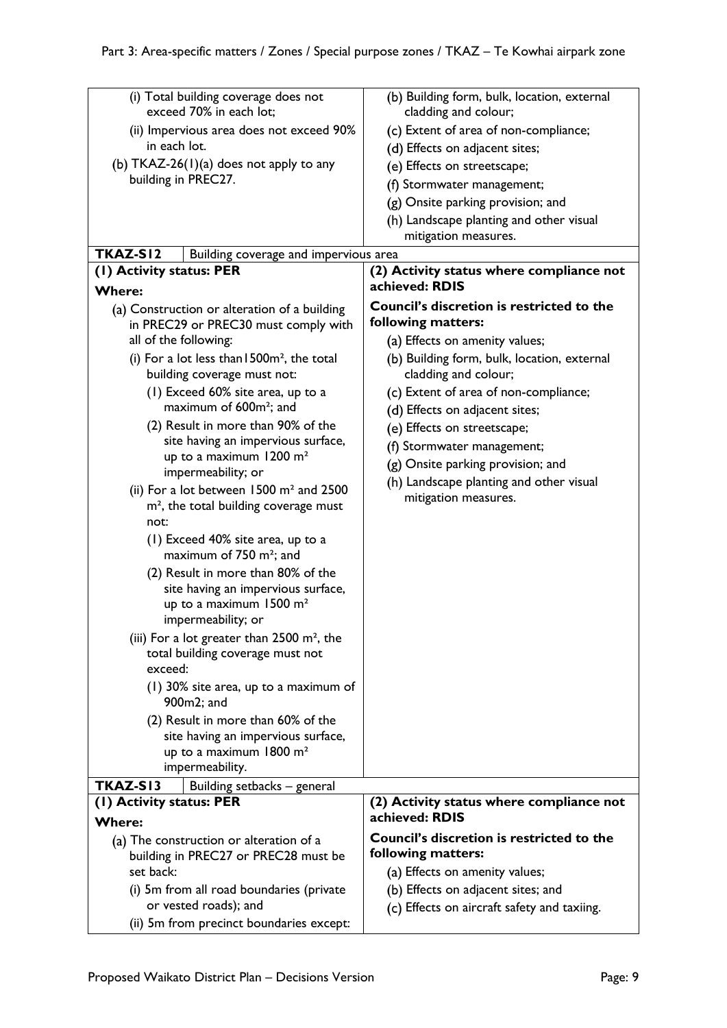| | |
|---|---|
| (i) Total building coverage does not exceed 70% in each lot;<br>(ii) Impervious area does not exceed 90% in each lot.<br>(b) TKAZ-26(1)(a) does not apply to any building in PREC27. | (b) Building form, bulk, location, external cladding and colour;<br>(c) Extent of area of non-compliance;<br>(d) Effects on adjacent sites;<br>(e) Effects on streetscape;<br>(f) Stormwater management;<br>(g) Onsite parking provision; and<br>(h) Landscape planting and other visual mitigation measures. |
| **TKAZ-S12** Building coverage and impervious area | |
| **(1) Activity status: PER**<br>**Where:**<br>(a) Construction or alteration of a building in PREC29 or PREC30 must comply with all of the following:<br>(i) For a lot less than1500m², the total building coverage must not:<br>(1) Exceed 60% site area, up to a maximum of 600m²; and<br>(2) Result in more than 90% of the site having an impervious surface, up to a maximum 1200 m² impermeability; or<br>(ii) For a lot between 1500 m² and 2500 m², the total building coverage must not:<br>(1) Exceed 40% site area, up to a maximum of 750 m²; and<br>(2) Result in more than 80% of the site having an impervious surface, up to a maximum 1500 m² impermeability; or<br>(iii) For a lot greater than 2500 m², the total building coverage must not exceed:<br>(1) 30% site area, up to a maximum of 900m2; and<br>(2) Result in more than 60% of the site having an impervious surface, up to a maximum 1800 m² impermeability. | **(2) Activity status where compliance not achieved: RDIS**<br>**Council's discretion is restricted to the following matters:**<br>(a) Effects on amenity values;<br>(b) Building form, bulk, location, external cladding and colour;<br>(c) Extent of area of non-compliance;<br>(d) Effects on adjacent sites;<br>(e) Effects on streetscape;<br>(f) Stormwater management;<br>(g) Onsite parking provision; and<br>(h) Landscape planting and other visual mitigation measures. |
| **TKAZ-S13** Building setbacks – general | |
| **(1) Activity status: PER**<br>**Where:**<br>(a) The construction or alteration of a building in PREC27 or PREC28 must be set back:<br>(i) 5m from all road boundaries (private or vested roads); and<br>(ii) 5m from precinct boundaries except: | **(2) Activity status where compliance not achieved: RDIS**<br>**Council's discretion is restricted to the following matters:**<br>(a) Effects on amenity values;<br>(b) Effects on adjacent sites; and<br>(c) Effects on aircraft safety and taxiing. |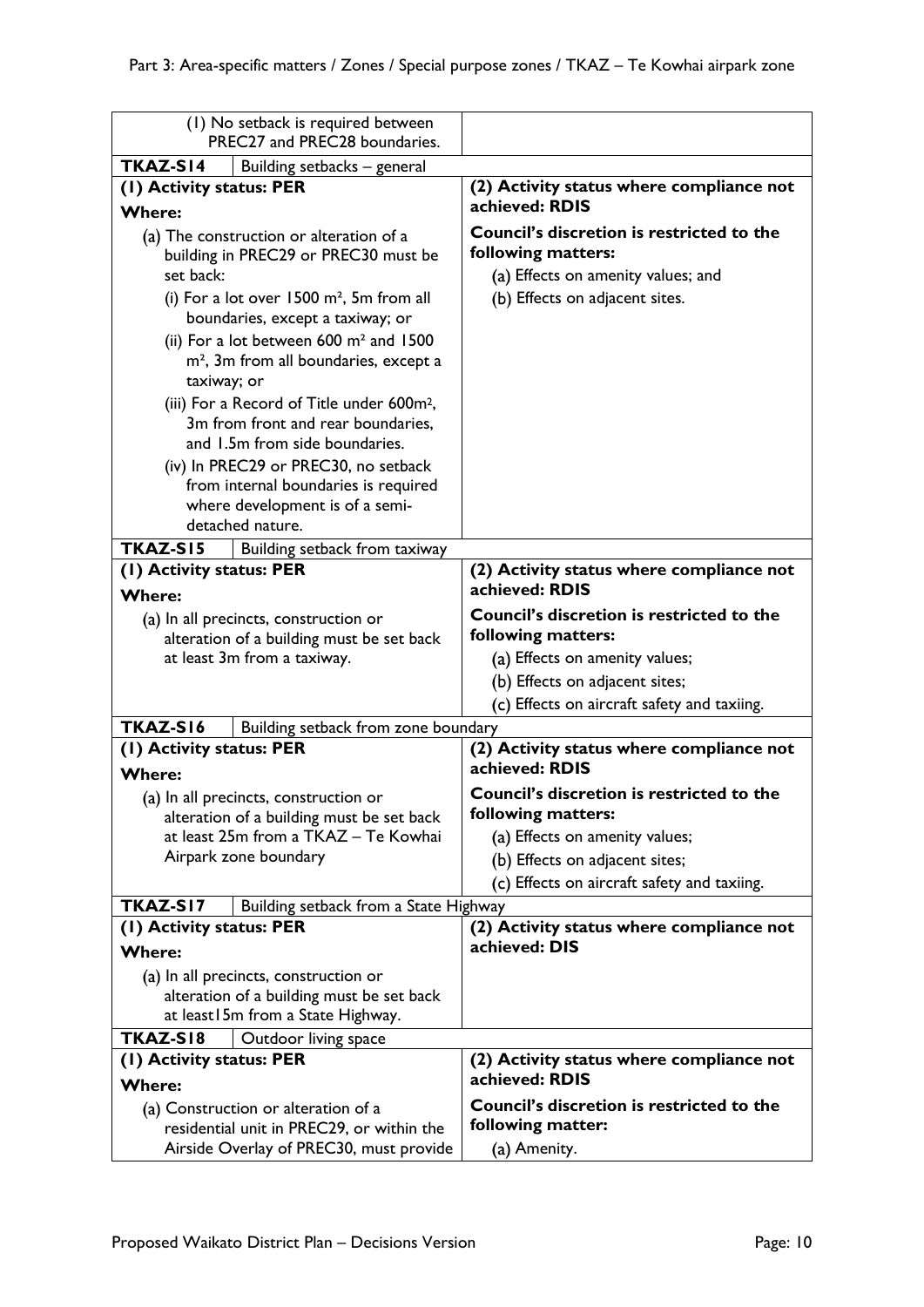| | |
|---|---|
| (1) No setback is required between PREC27 and PREC28 boundaries. | |
| **TKAZ-S14** Building setbacks – general | |
| **(1) Activity status: PER**<br>**Where:**<br>(a) The construction or alteration of a building in PREC29 or PREC30 must be set back:<br>(i) For a lot over 1500 m², 5m from all boundaries, except a taxiway; or<br>(ii) For a lot between 600 m² and 1500 m², 3m from all boundaries, except a taxiway; or<br>(iii) For a Record of Title under 600m², 3m from front and rear boundaries, and 1.5m from side boundaries.<br>(iv) In PREC29 or PREC30, no setback from internal boundaries is required where development is of a semi-detached nature. | **(2) Activity status where compliance not achieved: RDIS**<br>**Council's discretion is restricted to the following matters:**<br>(a) Effects on amenity values; and<br>(b) Effects on adjacent sites. |
| **TKAZ-S15** Building setback from taxiway | |
| **(1) Activity status: PER**<br>**Where:**<br>(a) In all precincts, construction or alteration of a building must be set back at least 3m from a taxiway. | **(2) Activity status where compliance not achieved: RDIS**<br>**Council's discretion is restricted to the following matters:**<br>(a) Effects on amenity values;<br>(b) Effects on adjacent sites;<br>(c) Effects on aircraft safety and taxiing. |
| **TKAZ-S16** Building setback from zone boundary | |
| **(1) Activity status: PER**<br>**Where:**<br>(a) In all precincts, construction or alteration of a building must be set back at least 25m from a TKAZ – Te Kowhai Airpark zone boundary | **(2) Activity status where compliance not achieved: RDIS**<br>**Council's discretion is restricted to the following matters:**<br>(a) Effects on amenity values;<br>(b) Effects on adjacent sites;<br>(c) Effects on aircraft safety and taxiing. |
| **TKAZ-S17** Building setback from a State Highway | |
| **(1) Activity status: PER**<br>**Where:**<br>(a) In all precincts, construction or alteration of a building must be set back at least15m from a State Highway. | **(2) Activity status where compliance not achieved: DIS** |
| **TKAZ-S18** Outdoor living space | |
| **(1) Activity status: PER**<br>**Where:**<br>(a) Construction or alteration of a residential unit in PREC29, or within the Airside Overlay of PREC30, must provide | **(2) Activity status where compliance not achieved: RDIS**<br>**Council's discretion is restricted to the following matter:**<br>(a) Amenity. |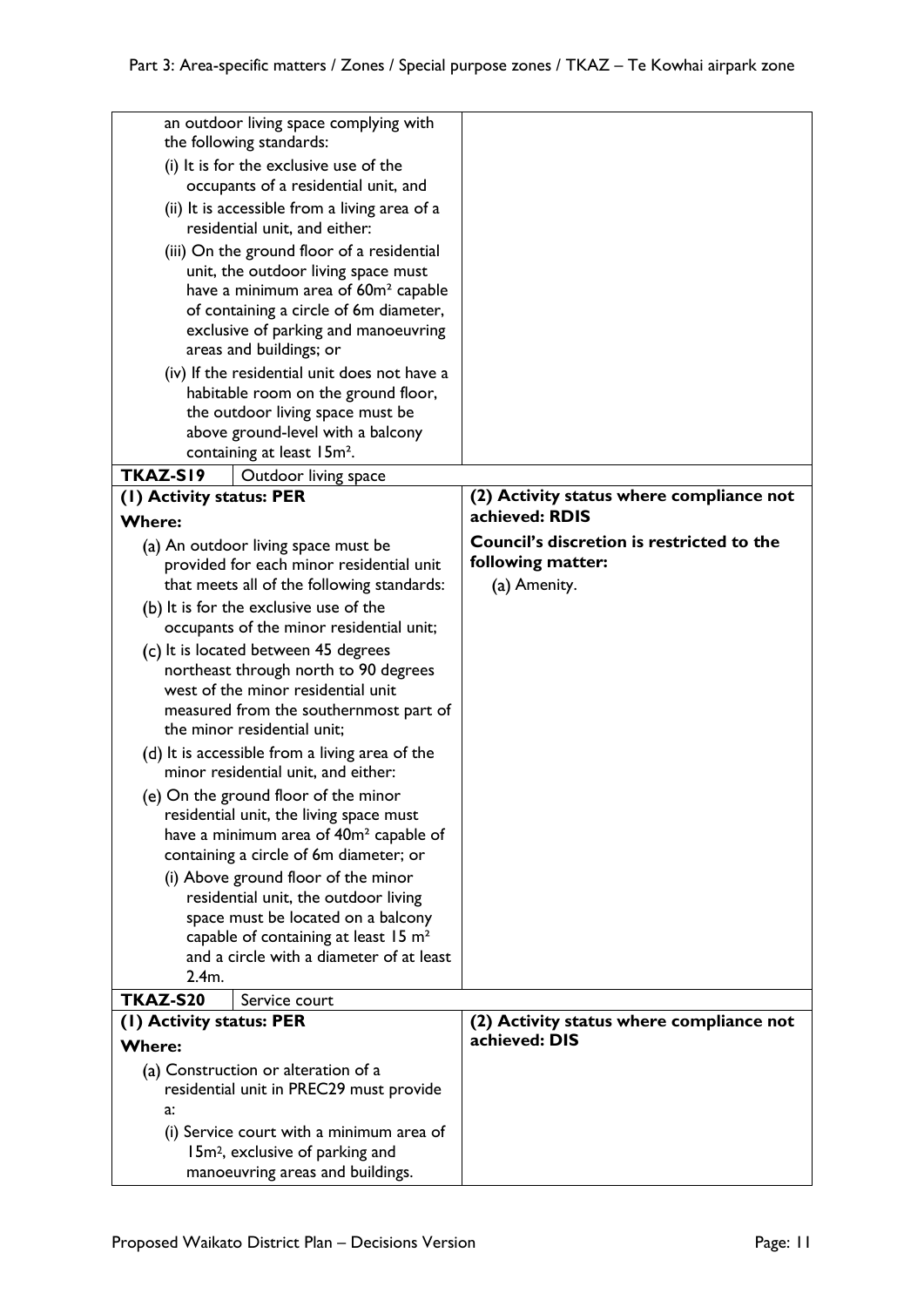| | |
|---|---|
| an outdoor living space complying with the following standards:<br>(i) It is for the exclusive use of the occupants of a residential unit, and<br>(ii) It is accessible from a living area of a residential unit, and either:<br>(iii) On the ground floor of a residential unit, the outdoor living space must have a minimum area of 60m² capable of containing a circle of 6m diameter, exclusive of parking and manoeuvring areas and buildings; or<br>(iv) If the residential unit does not have a habitable room on the ground floor, the outdoor living space must be above ground-level with a balcony containing at least 15m². | |

| **TKAZ-S19** | Outdoor living space |
|---|---|
| **(1) Activity status: PER**<br>**Where:**<br>(a) An outdoor living space must be provided for each minor residential unit that meets all of the following standards:<br>(b) It is for the exclusive use of the occupants of the minor residential unit;<br>(c) It is located between 45 degrees northeast through north to 90 degrees west of the minor residential unit measured from the southernmost part of the minor residential unit;<br>(d) It is accessible from a living area of the minor residential unit, and either:<br>(e) On the ground floor of the minor residential unit, the living space must have a minimum area of 40m² capable of containing a circle of 6m diameter; or<br>(i) Above ground floor of the minor residential unit, the outdoor living space must be located on a balcony capable of containing at least 15 m² and a circle with a diameter of at least 2.4m. | **(2) Activity status where compliance not achieved: RDIS**<br>**Council's discretion is restricted to the following matter:**<br>(a) Amenity. |

| **TKAZ-S20** | Service court |
|---|---|
| **(1) Activity status: PER**<br>**Where:**<br>(a) Construction or alteration of a residential unit in PREC29 must provide a:<br>(i) Service court with a minimum area of 15m², exclusive of parking and manoeuvring areas and buildings. | **(2) Activity status where compliance not achieved: DIS** |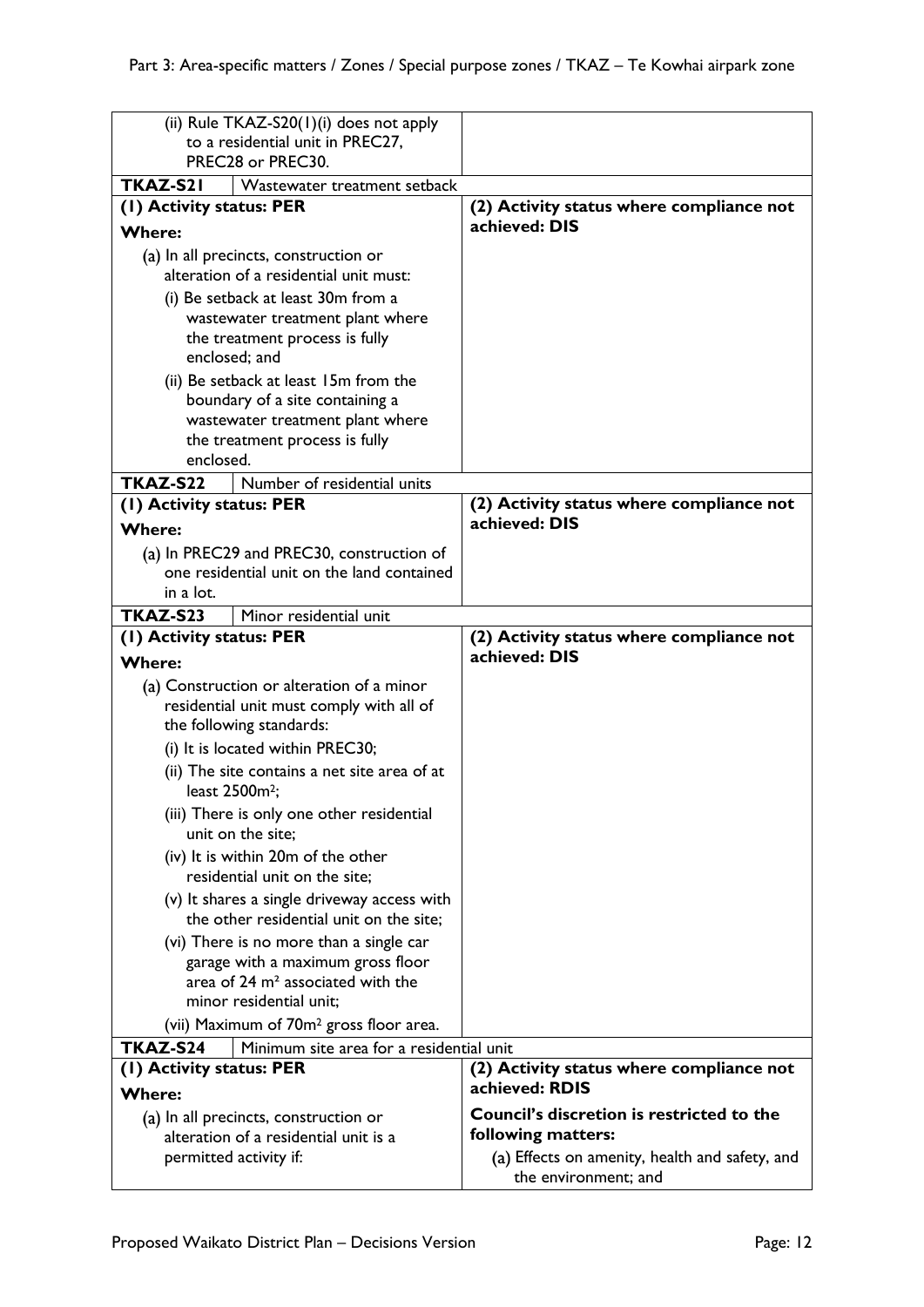| | |
|---|---|
| (ii) Rule TKAZ-S20(1)(i) does not apply to a residential unit in PREC27, PREC28 or PREC30. | |
| **TKAZ-S21** Wastewater treatment setback | |
| **(1) Activity status: PER**<br>**Where:**<br>(a) In all precincts, construction or alteration of a residential unit must:<br>(i) Be setback at least 30m from a wastewater treatment plant where the treatment process is fully enclosed; and<br>(ii) Be setback at least 15m from the boundary of a site containing a wastewater treatment plant where the treatment process is fully enclosed. | **(2) Activity status where compliance not achieved: DIS** |
| **TKAZ-S22** Number of residential units | |
| **(1) Activity status: PER**<br>**Where:**<br>(a) In PREC29 and PREC30, construction of one residential unit on the land contained in a lot. | **(2) Activity status where compliance not achieved: DIS** |
| **TKAZ-S23** Minor residential unit | |
| **(1) Activity status: PER**<br>**Where:**<br>(a) Construction or alteration of a minor residential unit must comply with all of the following standards:<br>(i) It is located within PREC30;<br>(ii) The site contains a net site area of at least 2500m²;<br>(iii) There is only one other residential unit on the site;<br>(iv) It is within 20m of the other residential unit on the site;<br>(v) It shares a single driveway access with the other residential unit on the site;<br>(vi) There is no more than a single car garage with a maximum gross floor area of 24 m² associated with the minor residential unit;<br>(vii) Maximum of 70m² gross floor area. | **(2) Activity status where compliance not achieved: DIS** |
| **TKAZ-S24** Minimum site area for a residential unit | |
| **(1) Activity status: PER**<br>**Where:**<br>(a) In all precincts, construction or alteration of a residential unit is a permitted activity if: | **(2) Activity status where compliance not achieved: RDIS**<br>**Council's discretion is restricted to the following matters:**<br>(a) Effects on amenity, health and safety, and the environment; and |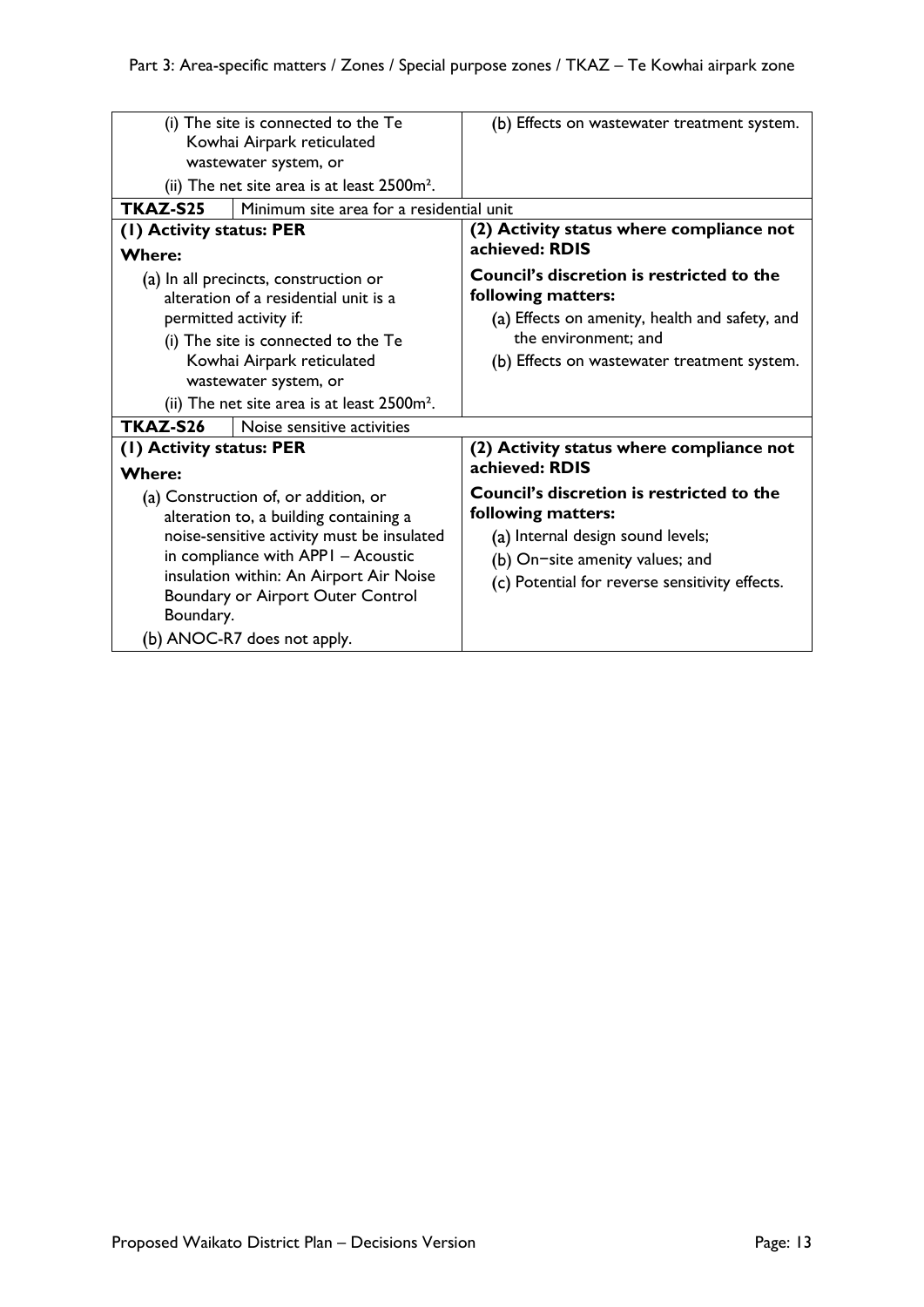| | |
|---|---|
| (i) The site is connected to the Te Kowhai Airpark reticulated wastewater system, or<br>(ii) The net site area is at least 2500m². | (b) Effects on wastewater treatment system. |
| **TKAZ-S25** Minimum site area for a residential unit | |
| **(1) Activity status: PER**<br>**Where:**<br>(a) In all precincts, construction or alteration of a residential unit is a permitted activity if:<br>(i) The site is connected to the Te Kowhai Airpark reticulated wastewater system, or<br>(ii) The net site area is at least 2500m². | **(2) Activity status where compliance not achieved: RDIS**<br>**Council's discretion is restricted to the following matters:**<br>(a) Effects on amenity, health and safety, and the environment; and<br>(b) Effects on wastewater treatment system. |
| **TKAZ-S26** Noise sensitive activities | |
| **(1) Activity status: PER**<br>**Where:**<br>(a) Construction of, or addition, or alteration to, a building containing a noise-sensitive activity must be insulated in compliance with APP1 – Acoustic insulation within: An Airport Air Noise Boundary or Airport Outer Control Boundary.<br>(b) ANOC-R7 does not apply. | **(2) Activity status where compliance not achieved: RDIS**<br>**Council's discretion is restricted to the following matters:**<br>(a) Internal design sound levels;<br>(b) On-site amenity values; and<br>(c) Potential for reverse sensitivity effects. |